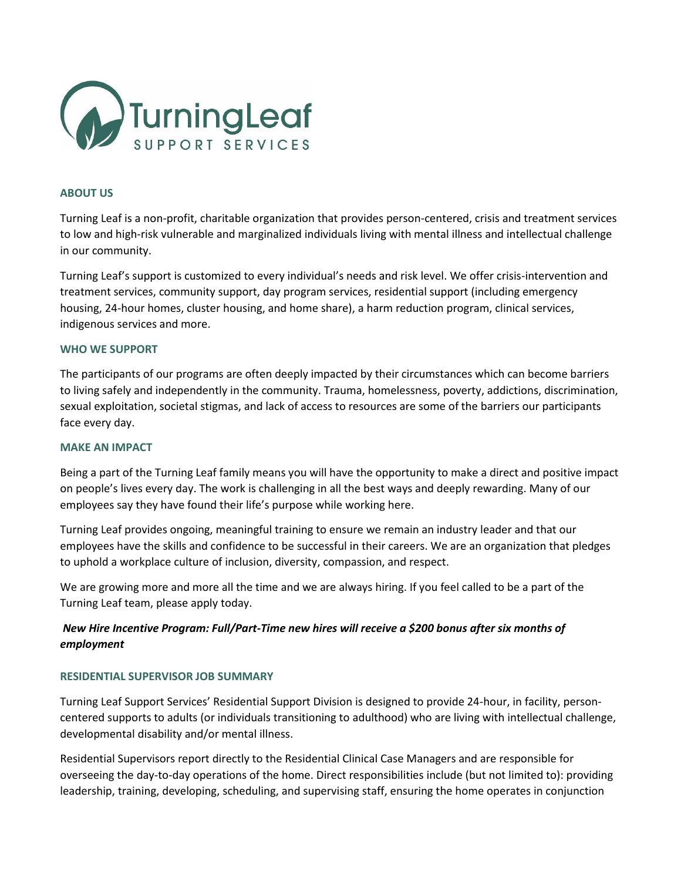# TurningLeaf SUPPORT SERVICES

## ABOUT US

Turning Leaf is a non-profit, charitable organization that provides person-centered, crisis and treatment services to low and high-risk vulnerable and marginalized individuals living with mental illness and intellectual challenge in our community.

Turning Leaf's support is customized to every individual's needs and risk level. We offer crisis-intervention and treatment services, community support, day program services, residential support (including emergency housing, 24-hour homes, cluster housing, and home share), a harm reduction program, clinical services, indigenous services and more.

## WHO WE SUPPORT

The participants of our programs are often deeply impacted by their circumstances which can become barriers to living safely and independently in the community. Trauma, homelessness, poverty, addictions, discrimination, sexual exploitation, societal stigmas, and lack of access to resources are some of the barriers our participants face every day.

## MAKE AN IMPACT

Being a part of the Turning Leaf family means you will have the opportunity to make a direct and positive impact on people's lives every day. The work is challenging in all the best ways and deeply rewarding. Many of our employees say they have found their life's purpose while working here.

Turning Leaf provides ongoing, meaningful training to ensure we remain an industry leader and that our employees have the skills and confidence to be successful in their careers. We are an organization that pledges to uphold a workplace culture of inclusion, diversity, compassion, and respect.

We are growing more and more all the time and we are always hiring. If you feel called to be a part of the Turning Leaf team, please apply today.

***New Hire Incentive Program: Full/Part-Time new hires will receive a $200 bonus after six months of employment***

## RESIDENTIAL SUPERVISOR JOB SUMMARY

Turning Leaf Support Services' Residential Support Division is designed to provide 24-hour, in facility, person-centered supports to adults (or individuals transitioning to adulthood) who are living with intellectual challenge, developmental disability and/or mental illness.

Residential Supervisors report directly to the Residential Clinical Case Managers and are responsible for overseeing the day-to-day operations of the home. Direct responsibilities include (but not limited to): providing leadership, training, developing, scheduling, and supervising staff, ensuring the home operates in conjunction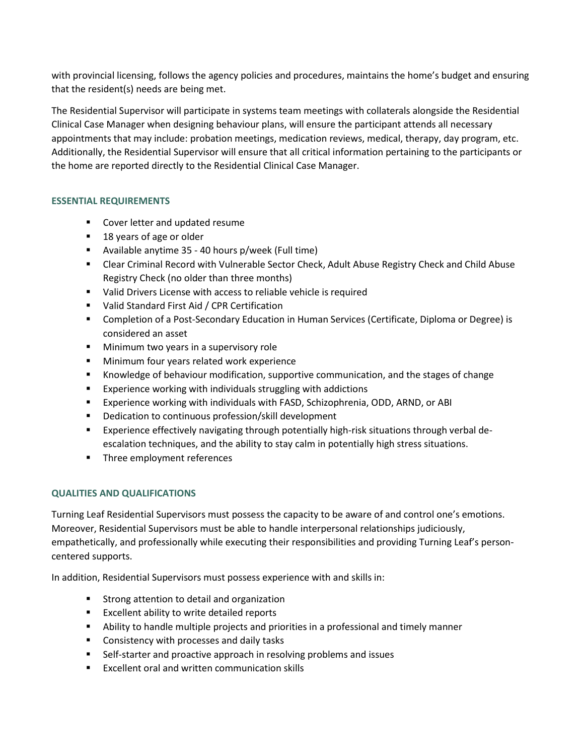with provincial licensing, follows the agency policies and procedures, maintains the home's budget and ensuring that the resident(s) needs are being met.

The Residential Supervisor will participate in systems team meetings with collaterals alongside the Residential Clinical Case Manager when designing behaviour plans, will ensure the participant attends all necessary appointments that may include: probation meetings, medication reviews, medical, therapy, day program, etc. Additionally, the Residential Supervisor will ensure that all critical information pertaining to the participants or the home are reported directly to the Residential Clinical Case Manager.

## ESSENTIAL REQUIREMENTS

- Cover letter and updated resume
- 18 years of age or older
- Available anytime 35 - 40 hours p/week (Full time)
- Clear Criminal Record with Vulnerable Sector Check, Adult Abuse Registry Check and Child Abuse Registry Check (no older than three months)
- Valid Drivers License with access to reliable vehicle is required
- Valid Standard First Aid / CPR Certification
- Completion of a Post-Secondary Education in Human Services (Certificate, Diploma or Degree) is considered an asset
- Minimum two years in a supervisory role
- Minimum four years related work experience
- Knowledge of behaviour modification, supportive communication, and the stages of change
- Experience working with individuals struggling with addictions
- Experience working with individuals with FASD, Schizophrenia, ODD, ARND, or ABI
- Dedication to continuous profession/skill development
- Experience effectively navigating through potentially high-risk situations through verbal de-escalation techniques, and the ability to stay calm in potentially high stress situations.
- Three employment references

## QUALITIES AND QUALIFICATIONS

Turning Leaf Residential Supervisors must possess the capacity to be aware of and control one's emotions. Moreover, Residential Supervisors must be able to handle interpersonal relationships judiciously, empathetically, and professionally while executing their responsibilities and providing Turning Leaf's person-centered supports.

In addition, Residential Supervisors must possess experience with and skills in:

- Strong attention to detail and organization
- Excellent ability to write detailed reports
- Ability to handle multiple projects and priorities in a professional and timely manner
- Consistency with processes and daily tasks
- Self-starter and proactive approach in resolving problems and issues
- Excellent oral and written communication skills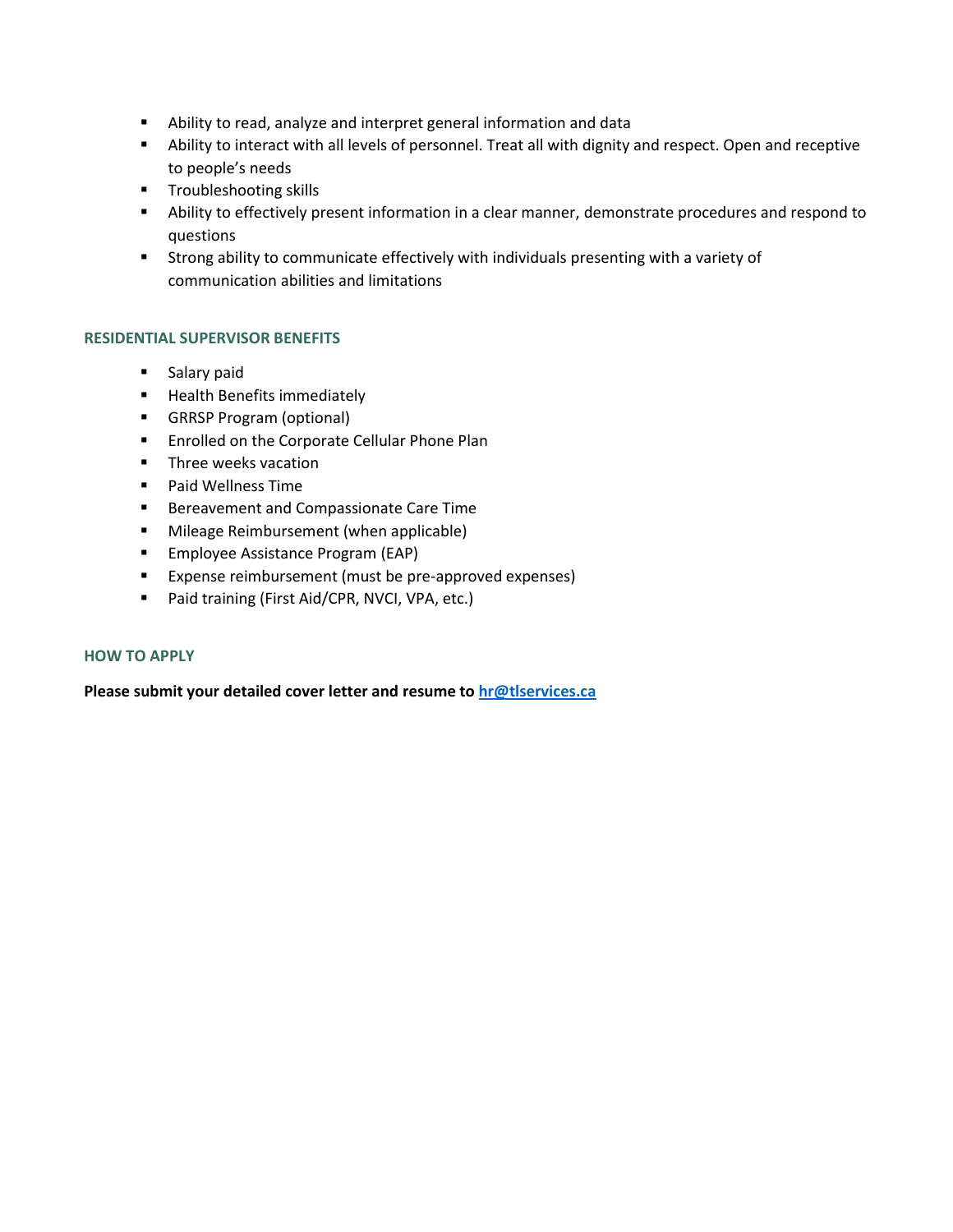- Ability to read, analyze and interpret general information and data
- Ability to interact with all levels of personnel. Treat all with dignity and respect. Open and receptive to people's needs
- Troubleshooting skills
- Ability to effectively present information in a clear manner, demonstrate procedures and respond to questions
- Strong ability to communicate effectively with individuals presenting with a variety of communication abilities and limitations

## RESIDENTIAL SUPERVISOR BENEFITS

- Salary paid
- Health Benefits immediately
- GRRSP Program (optional)
- Enrolled on the Corporate Cellular Phone Plan
- Three weeks vacation
- Paid Wellness Time
- Bereavement and Compassionate Care Time
- Mileage Reimbursement (when applicable)
- Employee Assistance Program (EAP)
- Expense reimbursement (must be pre-approved expenses)
- Paid training (First Aid/CPR, NVCI, VPA, etc.)

## HOW TO APPLY

**Please submit your detailed cover letter and resume to [hr@tlservices.ca](mailto:hr@tlservices.ca)**